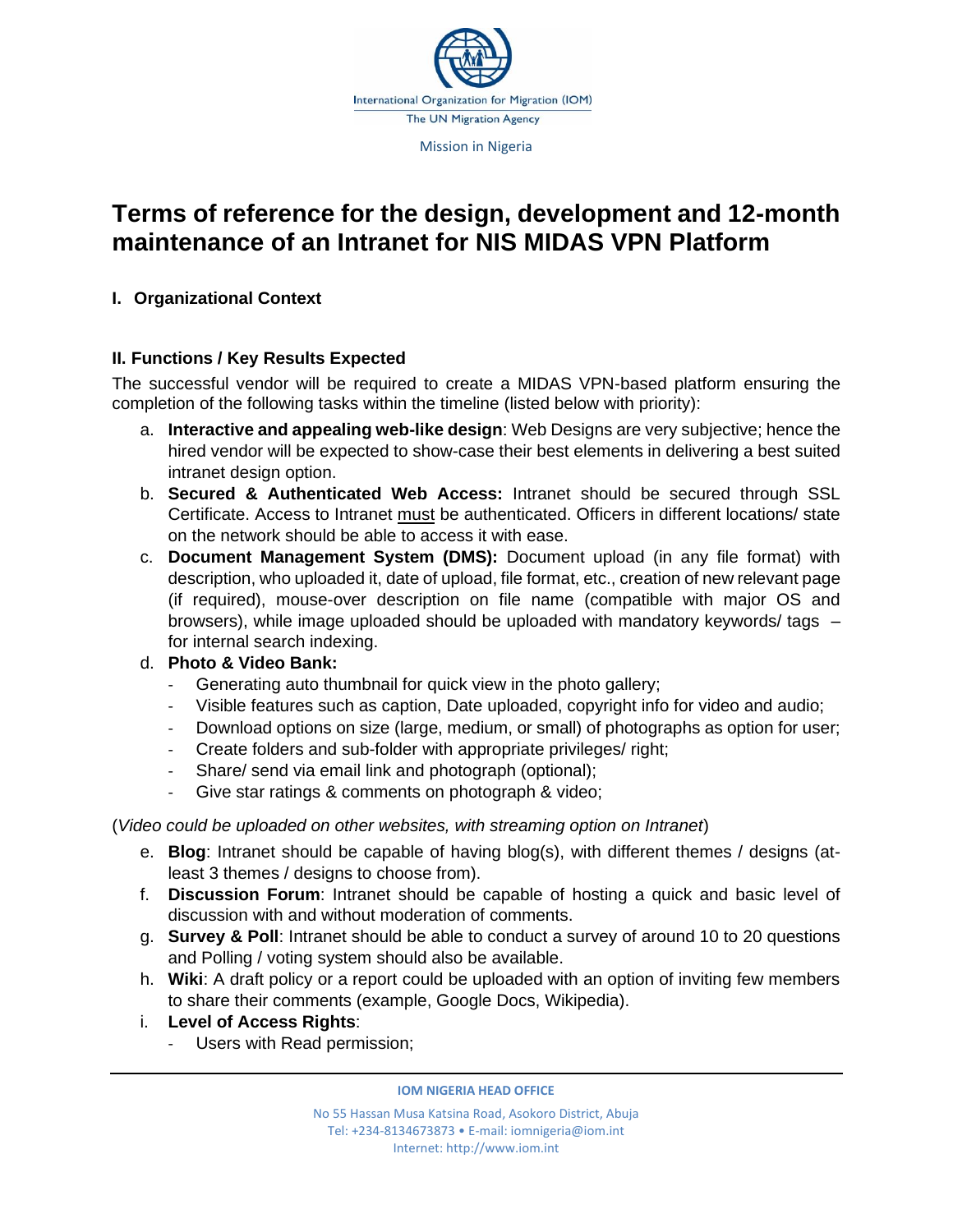International Organization for Migration (IOM)
The UN Migration Agency
Mission in Nigeria

# Terms of reference for the design, development and 12-month maintenance of an Intranet for NIS MIDAS VPN Platform

## I. Organizational Context

## II. Functions / Key Results Expected

The successful vendor will be required to create a MIDAS VPN-based platform ensuring the completion of the following tasks within the timeline (listed below with priority):

a. **Interactive and appealing web-like design**: Web Designs are very subjective; hence the hired vendor will be expected to show-case their best elements in delivering a best suited intranet design option.
b. **Secured & Authenticated Web Access:** Intranet should be secured through SSL Certificate. Access to Intranet must be authenticated. Officers in different locations/ state on the network should be able to access it with ease.
c. **Document Management System (DMS):** Document upload (in any file format) with description, who uploaded it, date of upload, file format, etc., creation of new relevant page (if required), mouse-over description on file name (compatible with major OS and browsers), while image uploaded should be uploaded with mandatory keywords/ tags – for internal search indexing.
d. **Photo & Video Bank:**
   - Generating auto thumbnail for quick view in the photo gallery;
   - Visible features such as caption, Date uploaded, copyright info for video and audio;
   - Download options on size (large, medium, or small) of photographs as option for user;
   - Create folders and sub-folder with appropriate privileges/ right;
   - Share/ send via email link and photograph (optional);
   - Give star ratings & comments on photograph & video;

(*Video could be uploaded on other websites, with streaming option on Intranet*)

e. **Blog**: Intranet should be capable of having blog(s), with different themes / designs (at-least 3 themes / designs to choose from).
f. **Discussion Forum**: Intranet should be capable of hosting a quick and basic level of discussion with and without moderation of comments.
g. **Survey & Poll**: Intranet should be able to conduct a survey of around 10 to 20 questions and Polling / voting system should also be available.
h. **Wiki**: A draft policy or a report could be uploaded with an option of inviting few members to share their comments (example, Google Docs, Wikipedia).
i. **Level of Access Rights**:
   - Users with Read permission;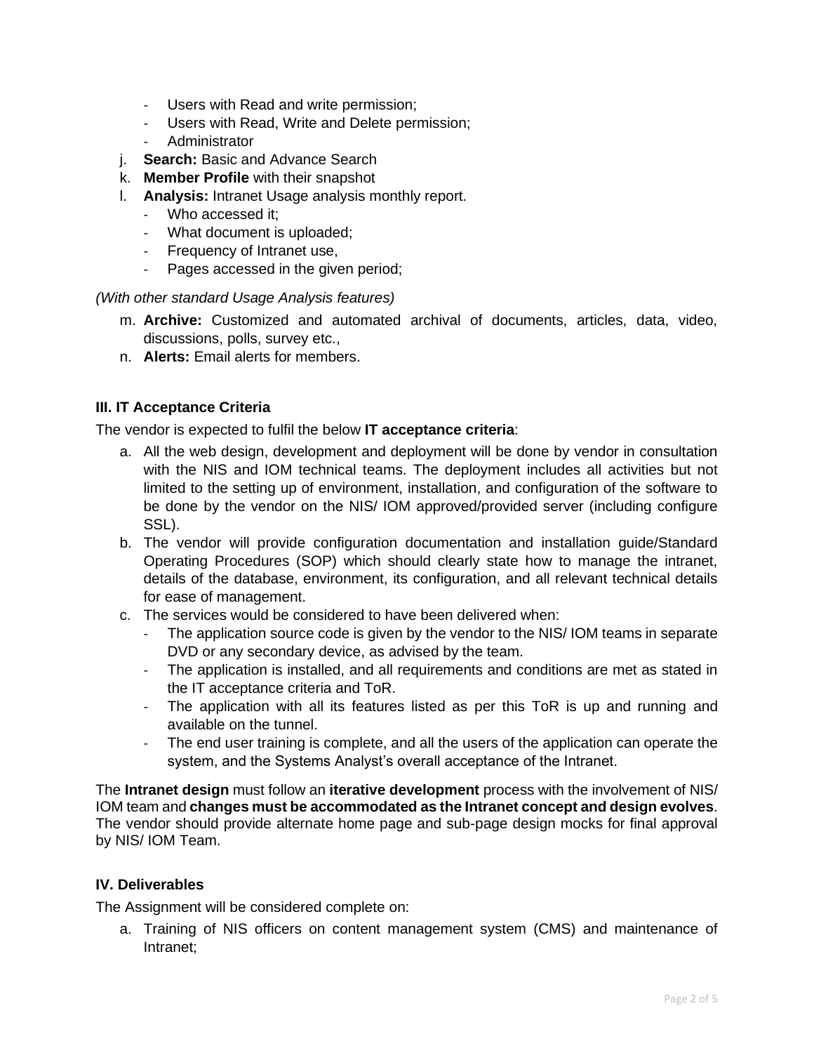- Users with Read and write permission;
- Users with Read, Write and Delete permission;
- Administrator

j. **Search:** Basic and Advance Search

k. **Member Profile** with their snapshot

l. **Analysis:** Intranet Usage analysis monthly report.
   - Who accessed it;
   - What document is uploaded;
   - Frequency of Intranet use,
   - Pages accessed in the given period;

*(With other standard Usage Analysis features)*

m. **Archive:** Customized and automated archival of documents, articles, data, video, discussions, polls, survey etc.,

n. **Alerts:** Email alerts for members.

### III. IT Acceptance Criteria

The vendor is expected to fulfil the below **IT acceptance criteria**:

a. All the web design, development and deployment will be done by vendor in consultation with the NIS and IOM technical teams. The deployment includes all activities but not limited to the setting up of environment, installation, and configuration of the software to be done by the vendor on the NIS/ IOM approved/provided server (including configure SSL).

b. The vendor will provide configuration documentation and installation guide/Standard Operating Procedures (SOP) which should clearly state how to manage the intranet, details of the database, environment, its configuration, and all relevant technical details for ease of management.

c. The services would be considered to have been delivered when:
   - The application source code is given by the vendor to the NIS/ IOM teams in separate DVD or any secondary device, as advised by the team.
   - The application is installed, and all requirements and conditions are met as stated in the IT acceptance criteria and ToR.
   - The application with all its features listed as per this ToR is up and running and available on the tunnel.
   - The end user training is complete, and all the users of the application can operate the system, and the Systems Analyst's overall acceptance of the Intranet.

The **Intranet design** must follow an **iterative development** process with the involvement of NIS/ IOM team and **changes must be accommodated as the Intranet concept and design evolves**. The vendor should provide alternate home page and sub-page design mocks for final approval by NIS/ IOM Team.

### IV. Deliverables

The Assignment will be considered complete on:

a. Training of NIS officers on content management system (CMS) and maintenance of Intranet;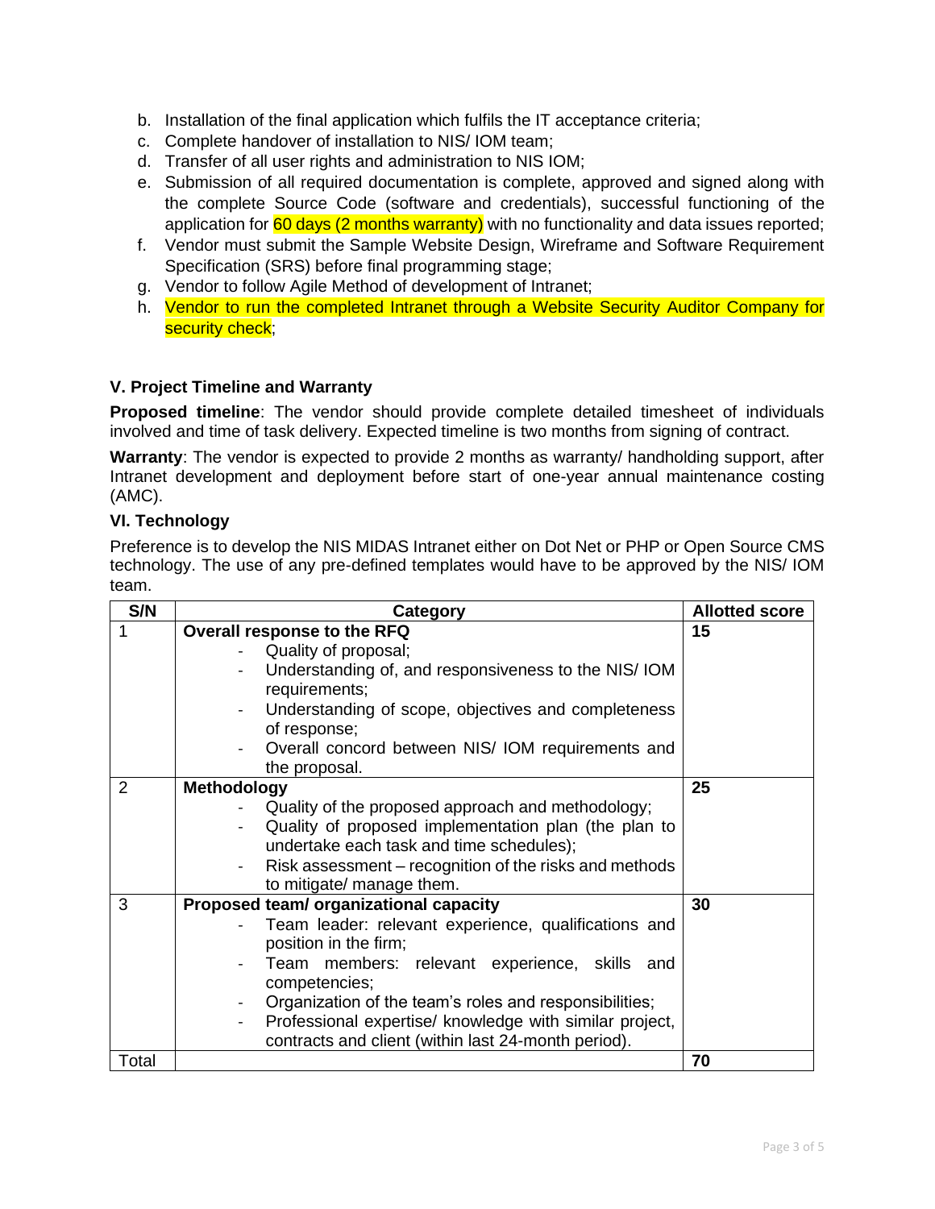b. Installation of the final application which fulfils the IT acceptance criteria;
c. Complete handover of installation to NIS/ IOM team;
d. Transfer of all user rights and administration to NIS IOM;
e. Submission of all required documentation is complete, approved and signed along with the complete Source Code (software and credentials), successful functioning of the application for 60 days (2 months warranty) with no functionality and data issues reported;
f. Vendor must submit the Sample Website Design, Wireframe and Software Requirement Specification (SRS) before final programming stage;
g. Vendor to follow Agile Method of development of Intranet;
h. Vendor to run the completed Intranet through a Website Security Auditor Company for security check;

### V. Project Timeline and Warranty

**Proposed timeline**: The vendor should provide complete detailed timesheet of individuals involved and time of task delivery. Expected timeline is two months from signing of contract.

**Warranty**: The vendor is expected to provide 2 months as warranty/ handholding support, after Intranet development and deployment before start of one-year annual maintenance costing (AMC).

### VI. Technology

Preference is to develop the NIS MIDAS Intranet either on Dot Net or PHP or Open Source CMS technology. The use of any pre-defined templates would have to be approved by the NIS/ IOM team.

| S/N | Category | Allotted score |
|---|---|---|
| 1 | **Overall response to the RFQ**<br>- Quality of proposal;<br>- Understanding of, and responsiveness to the NIS/ IOM requirements;<br>- Understanding of scope, objectives and completeness of response;<br>- Overall concord between NIS/ IOM requirements and the proposal. | **15** |
| 2 | **Methodology**<br>- Quality of the proposed approach and methodology;<br>- Quality of proposed implementation plan (the plan to undertake each task and time schedules);<br>- Risk assessment – recognition of the risks and methods to mitigate/ manage them. | **25** |
| 3 | **Proposed team/ organizational capacity**<br>- Team leader: relevant experience, qualifications and position in the firm;<br>- Team members: relevant experience, skills and competencies;<br>- Organization of the team's roles and responsibilities;<br>- Professional expertise/ knowledge with similar project, contracts and client (within last 24-month period). | **30** |
| Total | | **70** |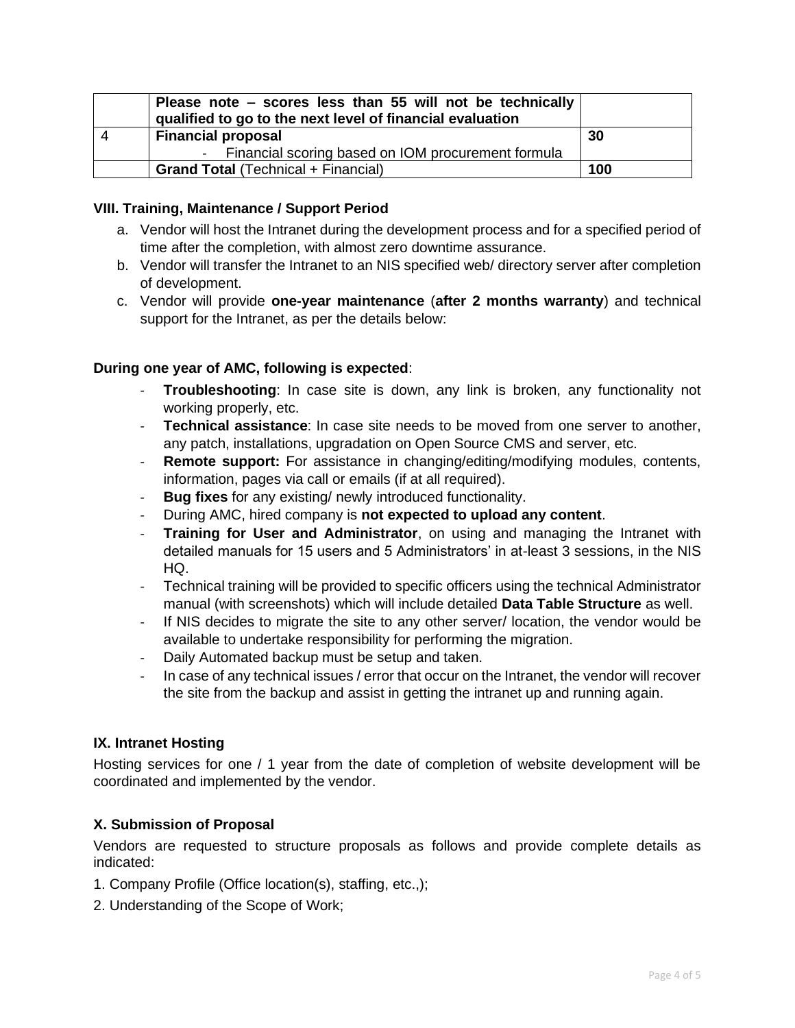|   | **Please note – scores less than 55 will not be technically qualified to go to the next level of financial evaluation** |   |
|---|---|---|
| 4 | **Financial proposal**<br>- Financial scoring based on IOM procurement formula | **30** |
|   | **Grand Total** (Technical + Financial) | **100** |

### VIII. Training, Maintenance / Support Period

a. Vendor will host the Intranet during the development process and for a specified period of time after the completion, with almost zero downtime assurance.

b. Vendor will transfer the Intranet to an NIS specified web/ directory server after completion of development.

c. Vendor will provide **one-year maintenance** (**after 2 months warranty**) and technical support for the Intranet, as per the details below:

**During one year of AMC, following is expected**:

- **Troubleshooting**: In case site is down, any link is broken, any functionality not working properly, etc.
- **Technical assistance**: In case site needs to be moved from one server to another, any patch, installations, upgradation on Open Source CMS and server, etc.
- **Remote support:** For assistance in changing/editing/modifying modules, contents, information, pages via call or emails (if at all required).
- **Bug fixes** for any existing/ newly introduced functionality.
- During AMC, hired company is **not expected to upload any content**.
- **Training for User and Administrator**, on using and managing the Intranet with detailed manuals for 15 users and 5 Administrators' in at-least 3 sessions, in the NIS HQ.
- Technical training will be provided to specific officers using the technical Administrator manual (with screenshots) which will include detailed **Data Table Structure** as well.
- If NIS decides to migrate the site to any other server/ location, the vendor would be available to undertake responsibility for performing the migration.
- Daily Automated backup must be setup and taken.
- In case of any technical issues / error that occur on the Intranet, the vendor will recover the site from the backup and assist in getting the intranet up and running again.

### IX. Intranet Hosting

Hosting services for one / 1 year from the date of completion of website development will be coordinated and implemented by the vendor.

### X. Submission of Proposal

Vendors are requested to structure proposals as follows and provide complete details as indicated:

1. Company Profile (Office location(s), staffing, etc.,);
2. Understanding of the Scope of Work;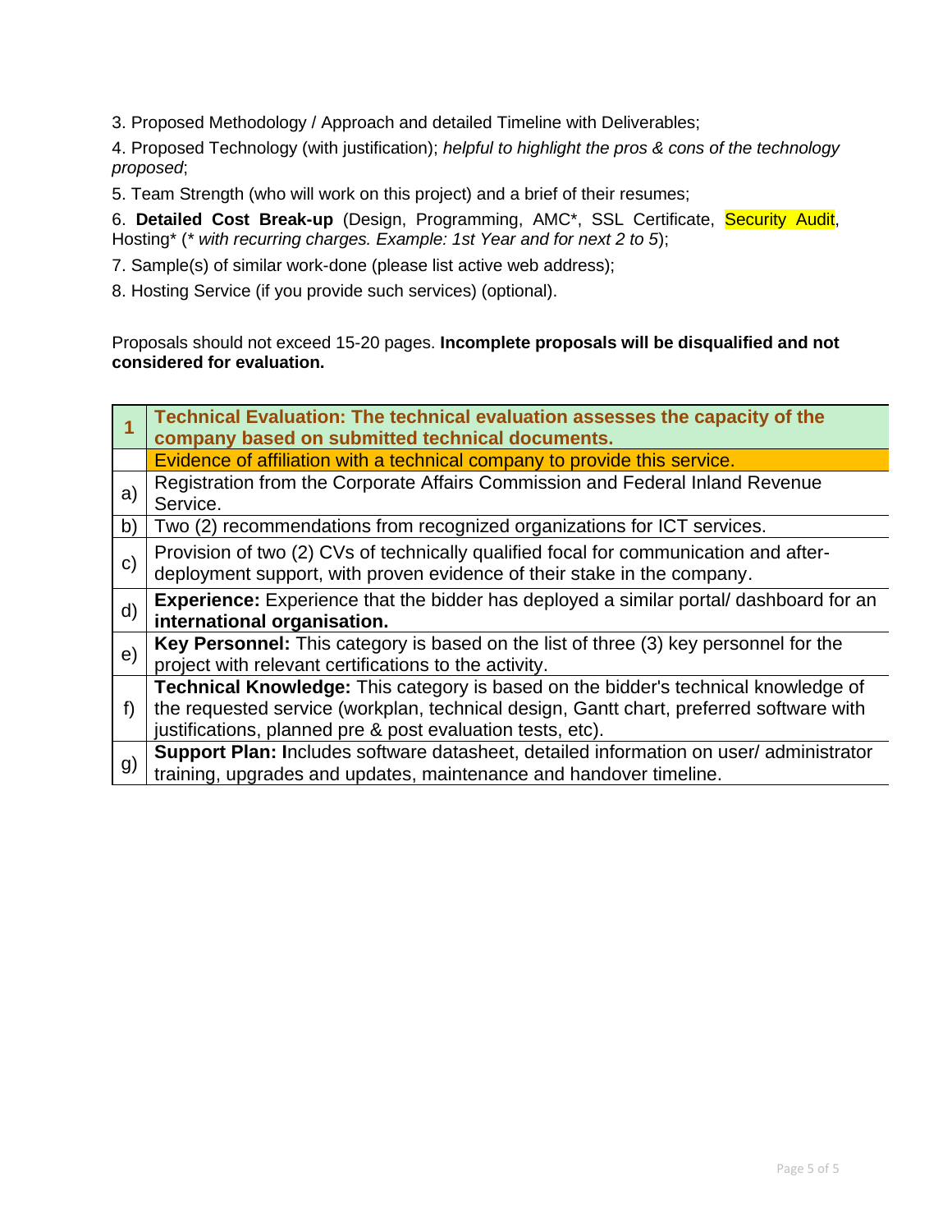3. Proposed Methodology / Approach and detailed Timeline with Deliverables;

4. Proposed Technology (with justification); *helpful to highlight the pros & cons of the technology proposed*;

5. Team Strength (who will work on this project) and a brief of their resumes;

6. **Detailed Cost Break-up** (Design, Programming, AMC*, SSL Certificate, Security Audit, Hosting* (* *with recurring charges. Example: 1st Year and for next 2 to 5*);

7. Sample(s) of similar work-done (please list active web address);

8. Hosting Service (if you provide such services) (optional).

Proposals should not exceed 15-20 pages. **Incomplete proposals will be disqualified and not considered for evaluation.**

| | |
|---|---|
| **1** | **Technical Evaluation: The technical evaluation assesses the capacity of the company based on submitted technical documents.** |
| | Evidence of affiliation with a technical company to provide this service. |
| a) | Registration from the Corporate Affairs Commission and Federal Inland Revenue Service. |
| b) | Two (2) recommendations from recognized organizations for ICT services. |
| c) | Provision of two (2) CVs of technically qualified focal for communication and after-deployment support, with proven evidence of their stake in the company. |
| d) | **Experience:** Experience that the bidder has deployed a similar portal/ dashboard for an **international organisation.** |
| e) | **Key Personnel:** This category is based on the list of three (3) key personnel for the project with relevant certifications to the activity. |
| f) | **Technical Knowledge:** This category is based on the bidder's technical knowledge of the requested service (workplan, technical design, Gantt chart, preferred software with justifications, planned pre & post evaluation tests, etc). |
| g) | **Support Plan: I**ncludes software datasheet, detailed information on user/ administrator training, upgrades and updates, maintenance and handover timeline. |